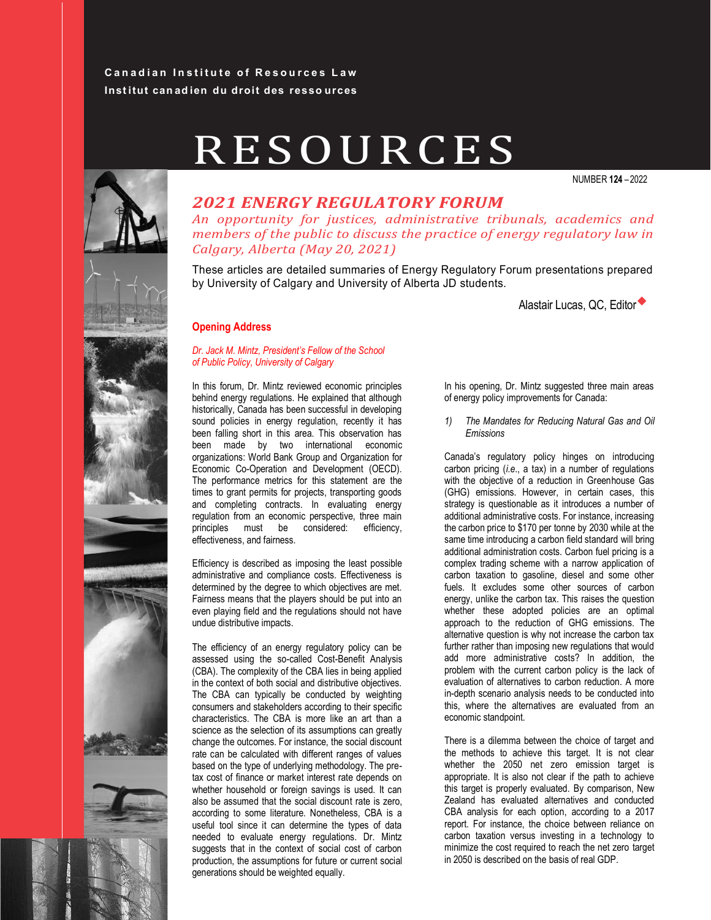Canadian Institute of Resources Law
Institut canadien du droit des ressources

# RESOURCES

NUMBER **124** – 2022

## *2021 ENERGY REGULATORY FORUM*

*An opportunity for justices, administrative tribunals, academics and members of the public to discuss the practice of energy regulatory law in Calgary, Alberta (May 20, 2021)*

These articles are detailed summaries of Energy Regulatory Forum presentations prepared by University of Calgary and University of Alberta JD students.

Alastair Lucas, QC, Editor

### Opening Address

*Dr. Jack M. Mintz, President's Fellow of the School of Public Policy, University of Calgary*

In this forum, Dr. Mintz reviewed economic principles behind energy regulations. He explained that although historically, Canada has been successful in developing sound policies in energy regulation, recently it has been falling short in this area. This observation has been made by two international economic organizations: World Bank Group and Organization for Economic Co-Operation and Development (OECD). The performance metrics for this statement are the times to grant permits for projects, transporting goods and completing contracts. In evaluating energy regulation from an economic perspective, three main principles must be considered: efficiency, effectiveness, and fairness.

Efficiency is described as imposing the least possible administrative and compliance costs. Effectiveness is determined by the degree to which objectives are met. Fairness means that the players should be put into an even playing field and the regulations should not have undue distributive impacts.

The efficiency of an energy regulatory policy can be assessed using the so-called Cost-Benefit Analysis (CBA). The complexity of the CBA lies in being applied in the context of both social and distributive objectives. The CBA can typically be conducted by weighting consumers and stakeholders according to their specific characteristics. The CBA is more like an art than a science as the selection of its assumptions can greatly change the outcomes. For instance, the social discount rate can be calculated with different ranges of values based on the type of underlying methodology. The pre-tax cost of finance or market interest rate depends on whether household or foreign savings is used. It can also be assumed that the social discount rate is zero, according to some literature. Nonetheless, CBA is a useful tool since it can determine the types of data needed to evaluate energy regulations. Dr. Mintz suggests that in the context of social cost of carbon production, the assumptions for future or current social generations should be weighted equally.

In his opening, Dr. Mintz suggested three main areas of energy policy improvements for Canada:

1) *The Mandates for Reducing Natural Gas and Oil Emissions*

Canada's regulatory policy hinges on introducing carbon pricing (*i.e.*, a tax) in a number of regulations with the objective of a reduction in Greenhouse Gas (GHG) emissions. However, in certain cases, this strategy is questionable as it introduces a number of additional administrative costs. For instance, increasing the carbon price to \$170 per tonne by 2030 while at the same time introducing a carbon field standard will bring additional administration costs. Carbon fuel pricing is a complex trading scheme with a narrow application of carbon taxation to gasoline, diesel and some other fuels. It excludes some other sources of carbon energy, unlike the carbon tax. This raises the question whether these adopted policies are an optimal approach to the reduction of GHG emissions. The alternative question is why not increase the carbon tax further rather than imposing new regulations that would add more administrative costs? In addition, the problem with the current carbon policy is the lack of evaluation of alternatives to carbon reduction. A more in-depth scenario analysis needs to be conducted into this, where the alternatives are evaluated from an economic standpoint.

There is a dilemma between the choice of target and the methods to achieve this target. It is not clear whether the 2050 net zero emission target is appropriate. It is also not clear if the path to achieve this target is properly evaluated. By comparison, New Zealand has evaluated alternatives and conducted CBA analysis for each option, according to a 2017 report. For instance, the choice between reliance on carbon taxation versus investing in a technology to minimize the cost required to reach the net zero target in 2050 is described on the basis of real GDP.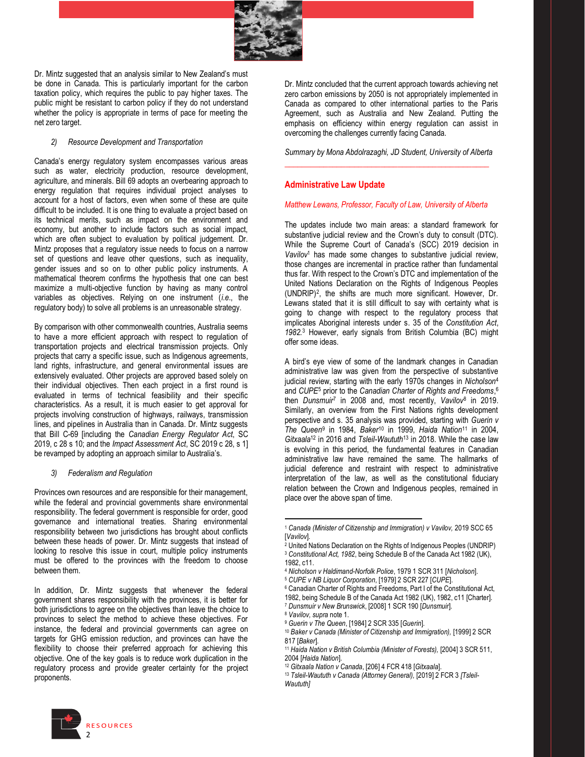Dr. Mintz suggested that an analysis similar to New Zealand's must be done in Canada. This is particularly important for the carbon taxation policy, which requires the public to pay higher taxes. The public might be resistant to carbon policy if they do not understand whether the policy is appropriate in terms of pace for meeting the net zero target.

*2) Resource Development and Transportation*

Canada's energy regulatory system encompasses various areas such as water, electricity production, resource development, agriculture, and minerals. Bill 69 adopts an overbearing approach to energy regulation that requires individual project analyses to account for a host of factors, even when some of these are quite difficult to be included. It is one thing to evaluate a project based on its technical merits, such as impact on the environment and economy, but another to include factors such as social impact, which are often subject to evaluation by political judgement. Dr. Mintz proposes that a regulatory issue needs to focus on a narrow set of questions and leave other questions, such as inequality, gender issues and so on to other public policy instruments. A mathematical theorem confirms the hypothesis that one can best maximize a multi-objective function by having as many control variables as objectives. Relying on one instrument (*i.e.*, the regulatory body) to solve all problems is an unreasonable strategy.

By comparison with other commonwealth countries, Australia seems to have a more efficient approach with respect to regulation of transportation projects and electrical transmission projects. Only projects that carry a specific issue, such as Indigenous agreements, land rights, infrastructure, and general environmental issues are extensively evaluated. Other projects are approved based solely on their individual objectives. Then each project in a first round is evaluated in terms of technical feasibility and their specific characteristics. As a result, it is much easier to get approval for projects involving construction of highways, railways, transmission lines, and pipelines in Australia than in Canada. Dr. Mintz suggests that Bill C-69 [including the *Canadian Energy Regulator Act*, SC 2019, c 28 s 10; and the *Impact Assessment Act*, SC 2019 c 28, s 1] be revamped by adopting an approach similar to Australia's.

*3) Federalism and Regulation*

Provinces own resources and are responsible for their management, while the federal and provincial governments share environmental responsibility. The federal government is responsible for order, good governance and international treaties. Sharing environmental responsibility between two jurisdictions has brought about conflicts between these heads of power. Dr. Mintz suggests that instead of looking to resolve this issue in court, multiple policy instruments must be offered to the provinces with the freedom to choose between them.

In addition, Dr. Mintz suggests that whenever the federal government shares responsibility with the provinces, it is better for both jurisdictions to agree on the objectives than leave the choice to provinces to select the method to achieve these objectives. For instance, the federal and provincial governments can agree on targets for GHG emission reduction, and provinces can have the flexibility to choose their preferred approach for achieving this objective. One of the key goals is to reduce work duplication in the regulatory process and provide greater certainty for the project proponents.

Dr. Mintz concluded that the current approach towards achieving net zero carbon emissions by 2050 is not appropriately implemented in Canada as compared to other international parties to the Paris Agreement, such as Australia and New Zealand. Putting the emphasis on efficiency within energy regulation can assist in overcoming the challenges currently facing Canada.

*Summary by Mona Abdolrazaghi, JD Student, University of Alberta*

---

## Administrative Law Update

*Matthew Lewans, Professor, Faculty of Law, University of Alberta*

The updates include two main areas: a standard framework for substantive judicial review and the Crown's duty to consult (DTC). While the Supreme Court of Canada's (SCC) 2019 decision in *Vavilov*[1] has made some changes to substantive judicial review, those changes are incremental in practice rather than fundamental thus far. With respect to the Crown's DTC and implementation of the United Nations Declaration on the Rights of Indigenous Peoples (UNDRIP)[2], the shifts are much more significant. However, Dr. Lewans stated that it is still difficult to say with certainty what is going to change with respect to the regulatory process that implicates Aboriginal interests under s. 35 of the *Constitution Act, 1982*.[3] However, early signals from British Columbia (BC) might offer some ideas.

A bird's eye view of some of the landmark changes in Canadian administrative law was given from the perspective of substantive judicial review, starting with the early 1970s changes in *Nicholson*[4] and *CUPE*[5] prior to the *Canadian Charter of Rights and Freedoms*,[6] then *Dunsmuir*[7] in 2008 and, most recently, *Vavilov*[8] in 2019. Similarly, an overview from the First Nations rights development perspective and s. 35 analysis was provided, starting with *Guerin v The Queen*[9] in 1984, *Baker*[10] in 1999, *Haida Nation*[11] in 2004, *Gitxaala*[12] in 2016 and *Tsleil-Waututh*[13] in 2018. While the case law is evolving in this period, the fundamental features in Canadian administrative law have remained the same. The hallmarks of judicial deference and restraint with respect to administrative interpretation of the law, as well as the constitutional fiduciary relation between the Crown and Indigenous peoples, remained in place over the above span of time.

---

[1] *Canada (Minister of Citizenship and Immigration) v Vavilov*, 2019 SCC 65 [*Vavilov*].
[2] United Nations Declaration on the Rights of Indigenous Peoples (UNDRIP)
[3] *Constitutional Act, 1982*, being Schedule B of the Canada Act 1982 (UK), 1982, c11.
[4] *Nicholson v Haldimand-Norfolk Police*, 1979 1 SCR 311 [*Nicholson*].
[5] *CUPE v NB Liquor Corporation*, [1979] 2 SCR 227 [*CUPE*].
[6] Canadian Charter of Rights and Freedoms, Part I of the Constitutional Act, 1982, being Schedule B of the Canada Act 1982 (UK), 1982, c11 [Charter].
[7] *Dunsmuir v New Brunswick*, [2008] 1 SCR 190 [*Dunsmuir*].
[8] *Vavilov, supra* note 1.
[9] *Guerin v The Queen*, [1984] 2 SCR 335 [*Guerin*].
[10] *Baker v Canada (Minister of Citizenship and Immigration)*, [1999] 2 SCR 817 [*Baker*].
[11] *Haida Nation v British Columbia (Minister of Forests)*, [2004] 3 SCR 511, 2004 [*Haida Nation*].
[12] *Gitxaala Nation v Canada*, [206] 4 FCR 418 [*Gitxaala*].
[13] *Tsleil-Waututh v Canada (Attorney General)*, [2019] 2 FCR 3 [*Tsleil-Waututh*]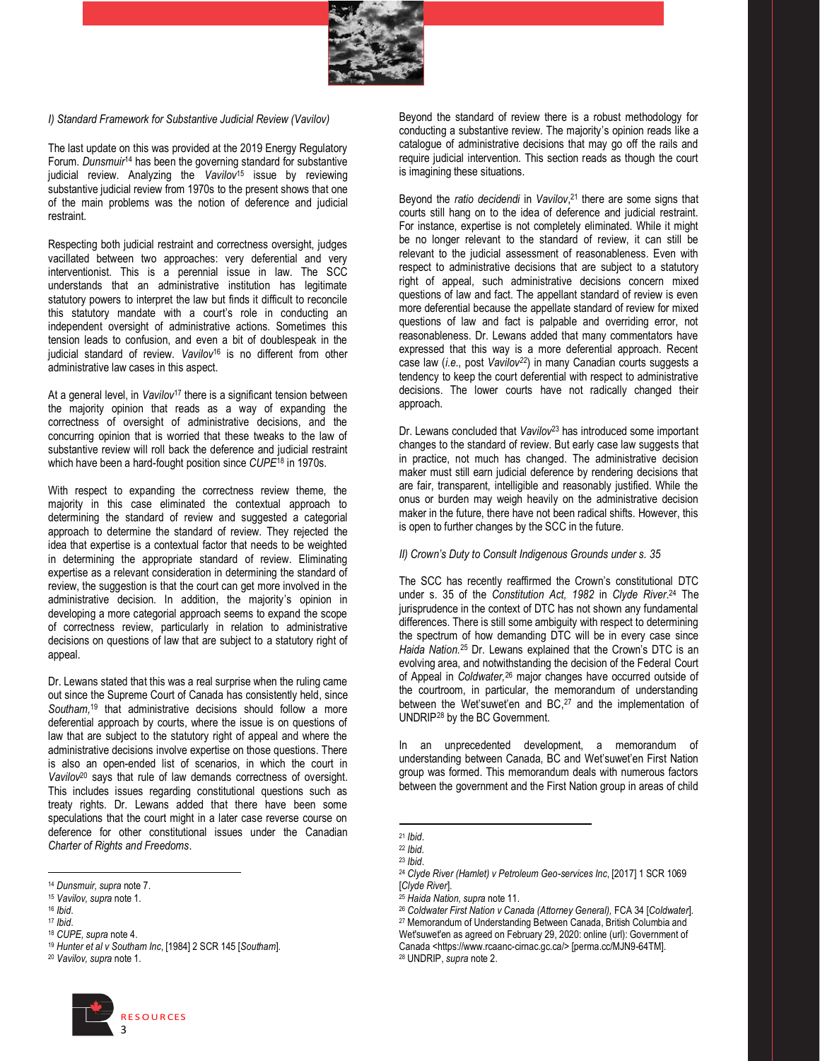*I) Standard Framework for Substantive Judicial Review (Vavilov)*

The last update on this was provided at the 2019 Energy Regulatory Forum. *Dunsmuir*[14] has been the governing standard for substantive judicial review. Analyzing the *Vavilov*[15] issue by reviewing substantive judicial review from 1970s to the present shows that one of the main problems was the notion of deference and judicial restraint.

Respecting both judicial restraint and correctness oversight, judges vacillated between two approaches: very deferential and very interventionist. This is a perennial issue in law. The SCC understands that an administrative institution has legitimate statutory powers to interpret the law but finds it difficult to reconcile this statutory mandate with a court's role in conducting an independent oversight of administrative actions. Sometimes this tension leads to confusion, and even a bit of doublespeak in the judicial standard of review. *Vavilov*[16] is no different from other administrative law cases in this aspect.

At a general level, in *Vavilov*[17] there is a significant tension between the majority opinion that reads as a way of expanding the correctness of oversight of administrative decisions, and the concurring opinion that is worried that these tweaks to the law of substantive review will roll back the deference and judicial restraint which have been a hard-fought position since *CUPE*[18] in 1970s.

With respect to expanding the correctness review theme, the majority in this case eliminated the contextual approach to determining the standard of review and suggested a categorial approach to determine the standard of review. They rejected the idea that expertise is a contextual factor that needs to be weighted in determining the appropriate standard of review. Eliminating expertise as a relevant consideration in determining the standard of review, the suggestion is that the court can get more involved in the administrative decision. In addition, the majority's opinion in developing a more categorial approach seems to expand the scope of correctness review, particularly in relation to administrative decisions on questions of law that are subject to a statutory right of appeal.

Dr. Lewans stated that this was a real surprise when the ruling came out since the Supreme Court of Canada has consistently held, since *Southam*,[19] that administrative decisions should follow a more deferential approach by courts, where the issue is on questions of law that are subject to the statutory right of appeal and where the administrative decisions involve expertise on those questions. There is also an open-ended list of scenarios, in which the court in *Vavilov*[20] says that rule of law demands correctness of oversight. This includes issues regarding constitutional questions such as treaty rights. Dr. Lewans added that there have been some speculations that the court might in a later case reverse course on deference for other constitutional issues under the Canadian *Charter of Rights and Freedoms*.

Beyond the standard of review there is a robust methodology for conducting a substantive review. The majority's opinion reads like a catalogue of administrative decisions that may go off the rails and require judicial intervention. This section reads as though the court is imagining these situations.

Beyond the *ratio decidendi* in *Vavilov*,[21] there are some signs that courts still hang on to the idea of deference and judicial restraint. For instance, expertise is not completely eliminated. While it might be no longer relevant to the standard of review, it can still be relevant to the judicial assessment of reasonableness. Even with respect to administrative decisions that are subject to a statutory right of appeal, such administrative decisions concern mixed questions of law and fact. The appellant standard of review is even more deferential because the appellate standard of review for mixed questions of law and fact is palpable and overriding error, not reasonableness. Dr. Lewans added that many commentators have expressed that this way is a more deferential approach. Recent case law (*i.e.*, post *Vavilov*[22]) in many Canadian courts suggests a tendency to keep the court deferential with respect to administrative decisions. The lower courts have not radically changed their approach.

Dr. Lewans concluded that *Vavilov*[23] has introduced some important changes to the standard of review. But early case law suggests that in practice, not much has changed. The administrative decision maker must still earn judicial deference by rendering decisions that are fair, transparent, intelligible and reasonably justified. While the onus or burden may weigh heavily on the administrative decision maker in the future, there have not been radical shifts. However, this is open to further changes by the SCC in the future.

*II) Crown's Duty to Consult Indigenous Grounds under s. 35*

The SCC has recently reaffirmed the Crown's constitutional DTC under s. 35 of the *Constitution Act, 1982* in *Clyde River*.[24] The jurisprudence in the context of DTC has not shown any fundamental differences. There is still some ambiguity with respect to determining the spectrum of how demanding DTC will be in every case since *Haida Nation*.[25] Dr. Lewans explained that the Crown's DTC is an evolving area, and notwithstanding the decision of the Federal Court of Appeal in *Coldwater*,[26] major changes have occurred outside of the courtroom, in particular, the memorandum of understanding between the Wet'suwet'en and BC,[27] and the implementation of UNDRIP[28] by the BC Government.

In an unprecedented development, a memorandum of understanding between Canada, BC and Wet'suwet'en First Nation group was formed. This memorandum deals with numerous factors between the government and the First Nation group in areas of child

---

[14] *Dunsmuir, supra* note 7.
[15] *Vavilov, supra* note 1.
[16] *Ibid*.
[17] *Ibid*.
[18] *CUPE, supra* note 4.
[19] *Hunter et al v Southam Inc*, [1984] 2 SCR 145 [*Southam*].
[20] *Vavilov, supra* note 1.
[21] *Ibid*.
[22] *Ibid*.
[23] *Ibid*.
[24] *Clyde River (Hamlet) v Petroleum Geo-services Inc*, [2017] 1 SCR 1069 [*Clyde River*].
[25] *Haida Nation, supra* note 11.
[26] *Coldwater First Nation v Canada (Attorney General)*, FCA 34 [*Coldwater*].
[27] Memorandum of Understanding Between Canada, British Columbia and Wet'suwet'en as agreed on February 29, 2020: online (url): Government of Canada <https://www.rcaanc-cirnac.gc.ca/> [perma.cc/MJN9-64TM].
[28] UNDRIP, *supra* note 2.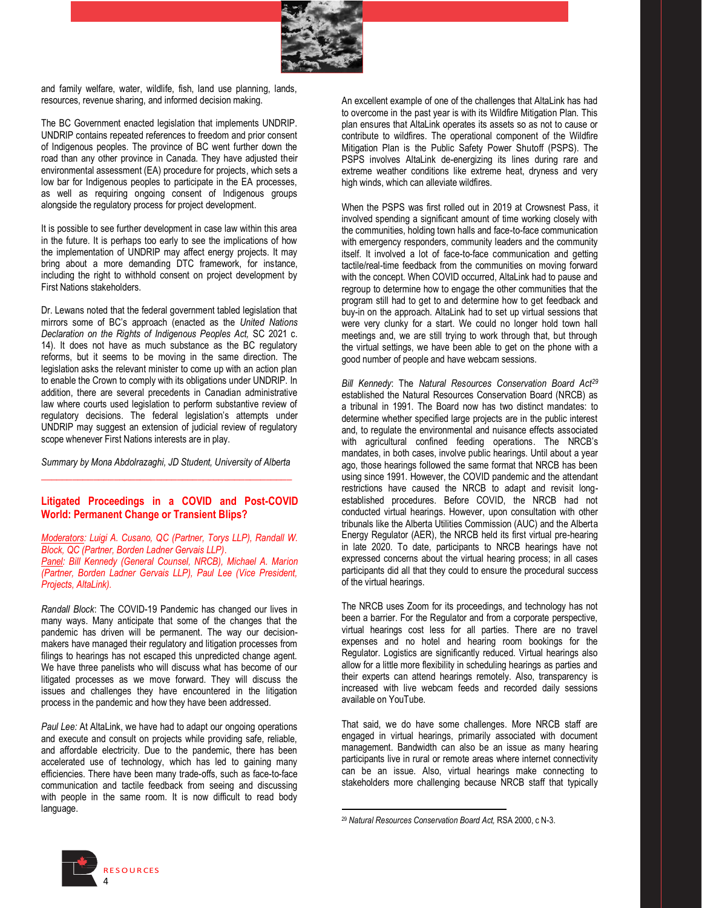and family welfare, water, wildlife, fish, land use planning, lands, resources, revenue sharing, and informed decision making.

The BC Government enacted legislation that implements UNDRIP. UNDRIP contains repeated references to freedom and prior consent of Indigenous peoples. The province of BC went further down the road than any other province in Canada. They have adjusted their environmental assessment (EA) procedure for projects, which sets a low bar for Indigenous peoples to participate in the EA processes, as well as requiring ongoing consent of Indigenous groups alongside the regulatory process for project development.

It is possible to see further development in case law within this area in the future. It is perhaps too early to see the implications of how the implementation of UNDRIP may affect energy projects. It may bring about a more demanding DTC framework, for instance, including the right to withhold consent on project development by First Nations stakeholders.

Dr. Lewans noted that the federal government tabled legislation that mirrors some of BC's approach (enacted as the *United Nations Declaration on the Rights of Indigenous Peoples Act,* SC 2021 c. 14). It does not have as much substance as the BC regulatory reforms, but it seems to be moving in the same direction. The legislation asks the relevant minister to come up with an action plan to enable the Crown to comply with its obligations under UNDRIP. In addition, there are several precedents in Canadian administrative law where courts used legislation to perform substantive review of regulatory decisions. The federal legislation's attempts under UNDRIP may suggest an extension of judicial review of regulatory scope whenever First Nations interests are in play.

*Summary by Mona Abdolrazaghi, JD Student, University of Alberta*

---

## Litigated Proceedings in a COVID and Post-COVID World: Permanent Change or Transient Blips?

*Moderators: Luigi A. Cusano, QC (Partner, Torys LLP), Randall W. Block, QC (Partner, Borden Ladner Gervais LLP).*
*Panel: Bill Kennedy (General Counsel, NRCB), Michael A. Marion (Partner, Borden Ladner Gervais LLP), Paul Lee (Vice President, Projects, AltaLink).*

*Randall Block*: The COVID-19 Pandemic has changed our lives in many ways. Many anticipate that some of the changes that the pandemic has driven will be permanent. The way our decision-makers have managed their regulatory and litigation processes from filings to hearings has not escaped this unpredicted change agent. We have three panelists who will discuss what has become of our litigated processes as we move forward. They will discuss the issues and challenges they have encountered in the litigation process in the pandemic and how they have been addressed.

*Paul Lee:* At AltaLink, we have had to adapt our ongoing operations and execute and consult on projects while providing safe, reliable, and affordable electricity. Due to the pandemic, there has been accelerated use of technology, which has led to gaining many efficiencies. There have been many trade-offs, such as face-to-face communication and tactile feedback from seeing and discussing with people in the same room. It is now difficult to read body language.

An excellent example of one of the challenges that AltaLink has had to overcome in the past year is with its Wildfire Mitigation Plan. This plan ensures that AltaLink operates its assets so as not to cause or contribute to wildfires. The operational component of the Wildfire Mitigation Plan is the Public Safety Power Shutoff (PSPS). The PSPS involves AltaLink de-energizing its lines during rare and extreme weather conditions like extreme heat, dryness and very high winds, which can alleviate wildfires.

When the PSPS was first rolled out in 2019 at Crowsnest Pass, it involved spending a significant amount of time working closely with the communities, holding town halls and face-to-face communication with emergency responders, community leaders and the community itself. It involved a lot of face-to-face communication and getting tactile/real-time feedback from the communities on moving forward with the concept. When COVID occurred, AltaLink had to pause and regroup to determine how to engage the other communities that the program still had to get to and determine how to get feedback and buy-in on the approach. AltaLink had to set up virtual sessions that were very clunky for a start. We could no longer hold town hall meetings and, we are still trying to work through that, but through the virtual settings, we have been able to get on the phone with a good number of people and have webcam sessions.

*Bill Kennedy*: The *Natural Resources Conservation Board Act*[29] established the Natural Resources Conservation Board (NRCB) as a tribunal in 1991. The Board now has two distinct mandates: to determine whether specified large projects are in the public interest and, to regulate the environmental and nuisance effects associated with agricultural confined feeding operations. The NRCB's mandates, in both cases, involve public hearings. Until about a year ago, those hearings followed the same format that NRCB has been using since 1991. However, the COVID pandemic and the attendant restrictions have caused the NRCB to adapt and revisit long-established procedures. Before COVID, the NRCB had not conducted virtual hearings. However, upon consultation with other tribunals like the Alberta Utilities Commission (AUC) and the Alberta Energy Regulator (AER), the NRCB held its first virtual pre-hearing in late 2020. To date, participants to NRCB hearings have not expressed concerns about the virtual hearing process; in all cases participants did all that they could to ensure the procedural success of the virtual hearings.

The NRCB uses Zoom for its proceedings, and technology has not been a barrier. For the Regulator and from a corporate perspective, virtual hearings cost less for all parties. There are no travel expenses and no hotel and hearing room bookings for the Regulator. Logistics are significantly reduced. Virtual hearings also allow for a little more flexibility in scheduling hearings as parties and their experts can attend hearings remotely. Also, transparency is increased with live webcam feeds and recorded daily sessions available on YouTube.

That said, we do have some challenges. More NRCB staff are engaged in virtual hearings, primarily associated with document management. Bandwidth can also be an issue as many hearing participants live in rural or remote areas where internet connectivity can be an issue. Also, virtual hearings make connecting to stakeholders more challenging because NRCB staff that typically

[29] *Natural Resources Conservation Board Act,* RSA 2000, c N-3.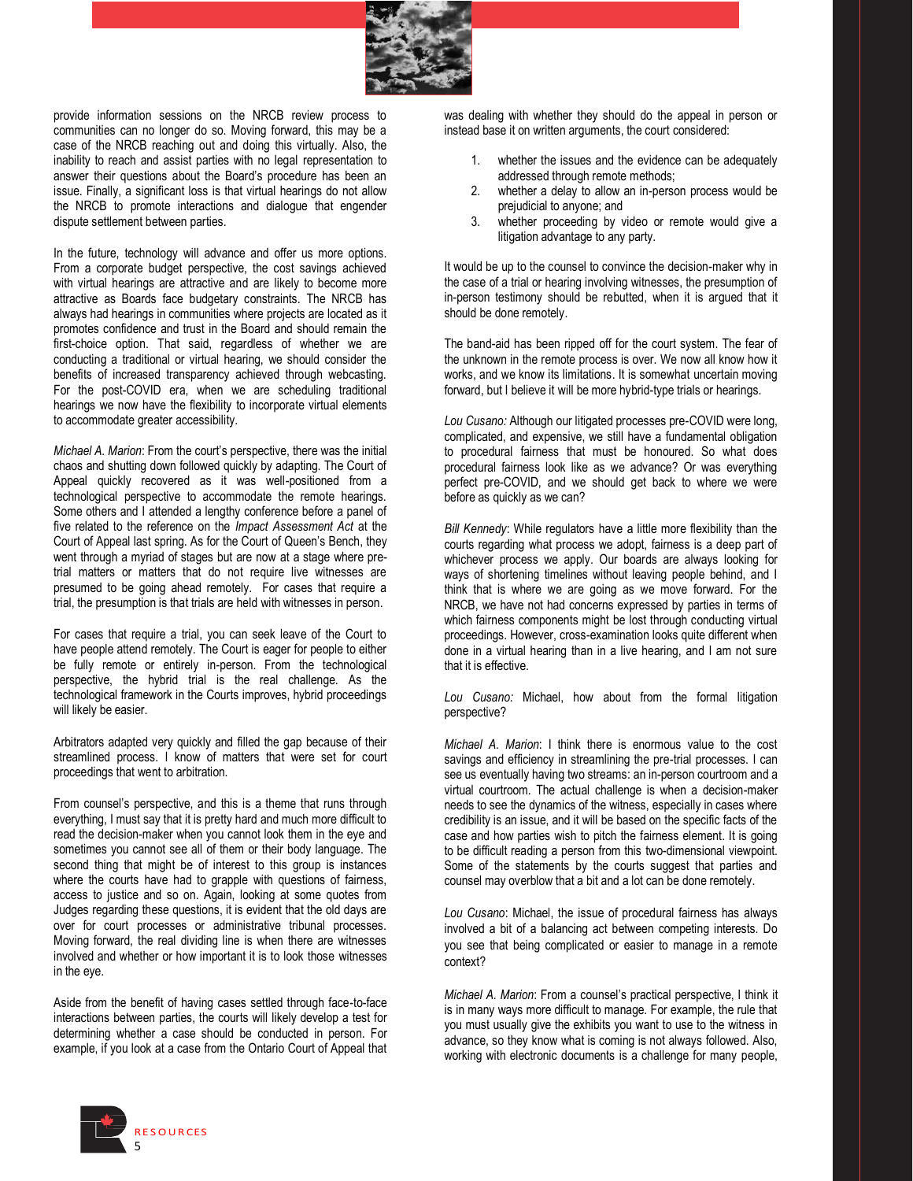provide information sessions on the NRCB review process to communities can no longer do so. Moving forward, this may be a case of the NRCB reaching out and doing this virtually. Also, the inability to reach and assist parties with no legal representation to answer their questions about the Board's procedure has been an issue. Finally, a significant loss is that virtual hearings do not allow the NRCB to promote interactions and dialogue that engender dispute settlement between parties.

In the future, technology will advance and offer us more options. From a corporate budget perspective, the cost savings achieved with virtual hearings are attractive and are likely to become more attractive as Boards face budgetary constraints. The NRCB has always had hearings in communities where projects are located as it promotes confidence and trust in the Board and should remain the first-choice option. That said, regardless of whether we are conducting a traditional or virtual hearing, we should consider the benefits of increased transparency achieved through webcasting. For the post-COVID era, when we are scheduling traditional hearings we now have the flexibility to incorporate virtual elements to accommodate greater accessibility.

*Michael A. Marion*: From the court's perspective, there was the initial chaos and shutting down followed quickly by adapting. The Court of Appeal quickly recovered as it was well-positioned from a technological perspective to accommodate the remote hearings. Some others and I attended a lengthy conference before a panel of five related to the reference on the *Impact Assessment Act* at the Court of Appeal last spring. As for the Court of Queen's Bench, they went through a myriad of stages but are now at a stage where pre-trial matters or matters that do not require live witnesses are presumed to be going ahead remotely. For cases that require a trial, the presumption is that trials are held with witnesses in person.

For cases that require a trial, you can seek leave of the Court to have people attend remotely. The Court is eager for people to either be fully remote or entirely in-person. From the technological perspective, the hybrid trial is the real challenge. As the technological framework in the Courts improves, hybrid proceedings will likely be easier.

Arbitrators adapted very quickly and filled the gap because of their streamlined process. I know of matters that were set for court proceedings that went to arbitration.

From counsel's perspective, and this is a theme that runs through everything, I must say that it is pretty hard and much more difficult to read the decision-maker when you cannot look them in the eye and sometimes you cannot see all of them or their body language. The second thing that might be of interest to this group is instances where the courts have had to grapple with questions of fairness, access to justice and so on. Again, looking at some quotes from Judges regarding these questions, it is evident that the old days are over for court processes or administrative tribunal processes. Moving forward, the real dividing line is when there are witnesses involved and whether or how important it is to look those witnesses in the eye.

Aside from the benefit of having cases settled through face-to-face interactions between parties, the courts will likely develop a test for determining whether a case should be conducted in person. For example, if you look at a case from the Ontario Court of Appeal that was dealing with whether they should do the appeal in person or instead base it on written arguments, the court considered:

1. whether the issues and the evidence can be adequately addressed through remote methods;
2. whether a delay to allow an in-person process would be prejudicial to anyone; and
3. whether proceeding by video or remote would give a litigation advantage to any party.

It would be up to the counsel to convince the decision-maker why in the case of a trial or hearing involving witnesses, the presumption of in-person testimony should be rebutted, when it is argued that it should be done remotely.

The band-aid has been ripped off for the court system. The fear of the unknown in the remote process is over. We now all know how it works, and we know its limitations. It is somewhat uncertain moving forward, but I believe it will be more hybrid-type trials or hearings.

*Lou Cusano:* Although our litigated processes pre-COVID were long, complicated, and expensive, we still have a fundamental obligation to procedural fairness that must be honoured. So what does procedural fairness look like as we advance? Or was everything perfect pre-COVID, and we should get back to where we were before as quickly as we can?

*Bill Kennedy*: While regulators have a little more flexibility than the courts regarding what process we adopt, fairness is a deep part of whichever process we apply. Our boards are always looking for ways of shortening timelines without leaving people behind, and I think that is where we are going as we move forward. For the NRCB, we have not had concerns expressed by parties in terms of which fairness components might be lost through conducting virtual proceedings. However, cross-examination looks quite different when done in a virtual hearing than in a live hearing, and I am not sure that it is effective.

*Lou Cusano:* Michael, how about from the formal litigation perspective?

*Michael A. Marion*: I think there is enormous value to the cost savings and efficiency in streamlining the pre-trial processes. I can see us eventually having two streams: an in-person courtroom and a virtual courtroom. The actual challenge is when a decision-maker needs to see the dynamics of the witness, especially in cases where credibility is an issue, and it will be based on the specific facts of the case and how parties wish to pitch the fairness element. It is going to be difficult reading a person from this two-dimensional viewpoint. Some of the statements by the courts suggest that parties and counsel may overblow that a bit and a lot can be done remotely.

*Lou Cusano*: Michael, the issue of procedural fairness has always involved a bit of a balancing act between competing interests. Do you see that being complicated or easier to manage in a remote context?

*Michael A. Marion*: From a counsel's practical perspective, I think it is in many ways more difficult to manage. For example, the rule that you must usually give the exhibits you want to use to the witness in advance, so they know what is coming is not always followed. Also, working with electronic documents is a challenge for many people,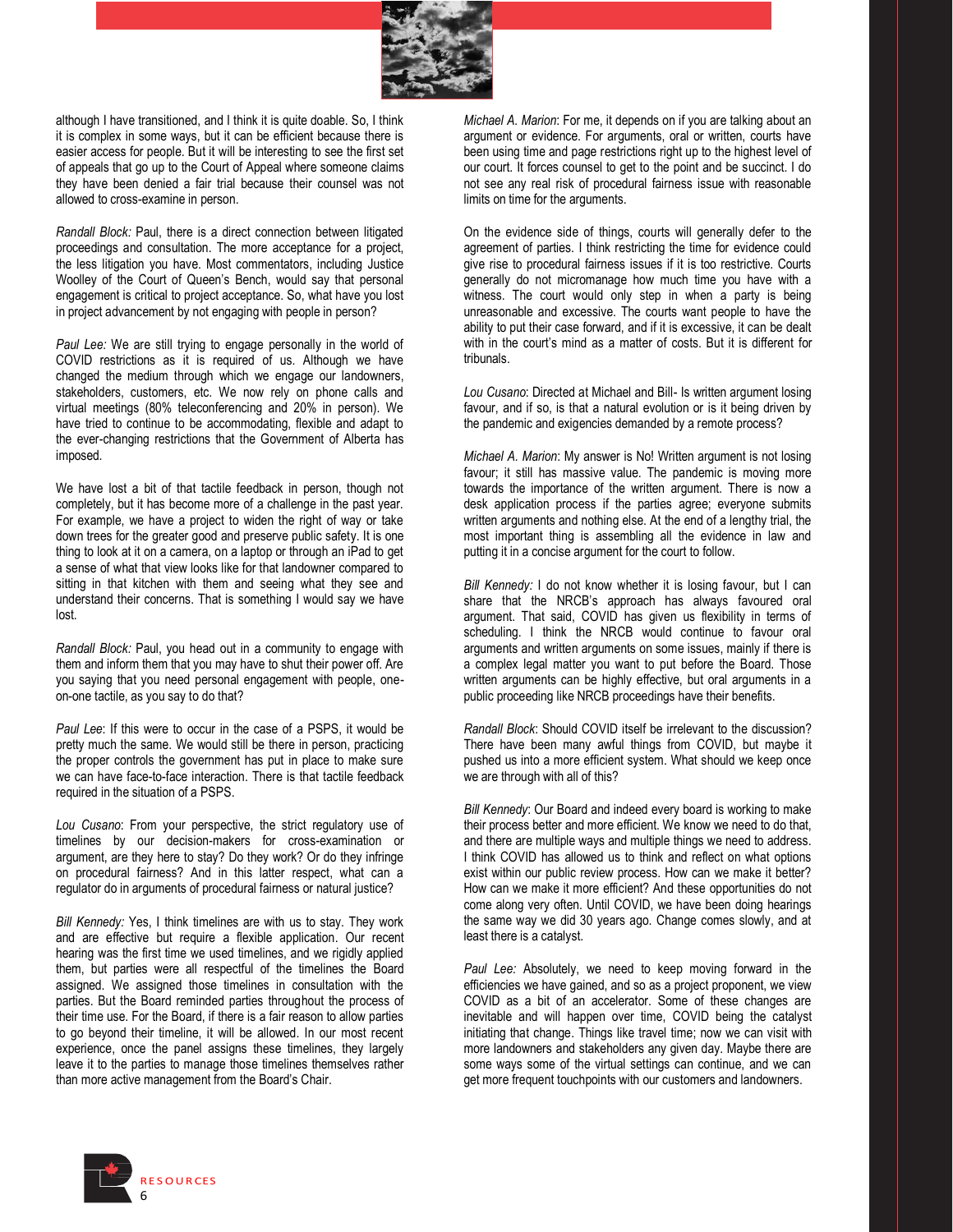although I have transitioned, and I think it is quite doable. So, I think it is complex in some ways, but it can be efficient because there is easier access for people. But it will be interesting to see the first set of appeals that go up to the Court of Appeal where someone claims they have been denied a fair trial because their counsel was not allowed to cross-examine in person.

*Randall Block:* Paul, there is a direct connection between litigated proceedings and consultation. The more acceptance for a project, the less litigation you have. Most commentators, including Justice Woolley of the Court of Queen's Bench, would say that personal engagement is critical to project acceptance. So, what have you lost in project advancement by not engaging with people in person?

*Paul Lee:* We are still trying to engage personally in the world of COVID restrictions as it is required of us. Although we have changed the medium through which we engage our landowners, stakeholders, customers, etc. We now rely on phone calls and virtual meetings (80% teleconferencing and 20% in person). We have tried to continue to be accommodating, flexible and adapt to the ever-changing restrictions that the Government of Alberta has imposed.

We have lost a bit of that tactile feedback in person, though not completely, but it has become more of a challenge in the past year. For example, we have a project to widen the right of way or take down trees for the greater good and preserve public safety. It is one thing to look at it on a camera, on a laptop or through an iPad to get a sense of what that view looks like for that landowner compared to sitting in that kitchen with them and seeing what they see and understand their concerns. That is something I would say we have lost.

*Randall Block:* Paul, you head out in a community to engage with them and inform them that you may have to shut their power off. Are you saying that you need personal engagement with people, one-on-one tactile, as you say to do that?

*Paul Lee*: If this were to occur in the case of a PSPS, it would be pretty much the same. We would still be there in person, practicing the proper controls the government has put in place to make sure we can have face-to-face interaction. There is that tactile feedback required in the situation of a PSPS.

*Lou Cusano*: From your perspective, the strict regulatory use of timelines by our decision-makers for cross-examination or argument, are they here to stay? Do they work? Or do they infringe on procedural fairness? And in this latter respect, what can a regulator do in arguments of procedural fairness or natural justice?

*Bill Kennedy:* Yes, I think timelines are with us to stay. They work and are effective but require a flexible application. Our recent hearing was the first time we used timelines, and we rigidly applied them, but parties were all respectful of the timelines the Board assigned. We assigned those timelines in consultation with the parties. But the Board reminded parties throughout the process of their time use. For the Board, if there is a fair reason to allow parties to go beyond their timeline, it will be allowed. In our most recent experience, once the panel assigns these timelines, they largely leave it to the parties to manage those timelines themselves rather than more active management from the Board's Chair.

*Michael A. Marion*: For me, it depends on if you are talking about an argument or evidence. For arguments, oral or written, courts have been using time and page restrictions right up to the highest level of our court. It forces counsel to get to the point and be succinct. I do not see any real risk of procedural fairness issue with reasonable limits on time for the arguments.

On the evidence side of things, courts will generally defer to the agreement of parties. I think restricting the time for evidence could give rise to procedural fairness issues if it is too restrictive. Courts generally do not micromanage how much time you have with a witness. The court would only step in when a party is being unreasonable and excessive. The courts want people to have the ability to put their case forward, and if it is excessive, it can be dealt with in the court's mind as a matter of costs. But it is different for tribunals.

*Lou Cusano*: Directed at Michael and Bill- Is written argument losing favour, and if so, is that a natural evolution or is it being driven by the pandemic and exigencies demanded by a remote process?

*Michael A. Marion*: My answer is No! Written argument is not losing favour; it still has massive value. The pandemic is moving more towards the importance of the written argument. There is now a desk application process if the parties agree; everyone submits written arguments and nothing else. At the end of a lengthy trial, the most important thing is assembling all the evidence in law and putting it in a concise argument for the court to follow.

*Bill Kennedy:* I do not know whether it is losing favour, but I can share that the NRCB's approach has always favoured oral argument. That said, COVID has given us flexibility in terms of scheduling. I think the NRCB would continue to favour oral arguments and written arguments on some issues, mainly if there is a complex legal matter you want to put before the Board. Those written arguments can be highly effective, but oral arguments in a public proceeding like NRCB proceedings have their benefits.

*Randall Block*: Should COVID itself be irrelevant to the discussion? There have been many awful things from COVID, but maybe it pushed us into a more efficient system. What should we keep once we are through with all of this?

*Bill Kennedy*: Our Board and indeed every board is working to make their process better and more efficient. We know we need to do that, and there are multiple ways and multiple things we need to address. I think COVID has allowed us to think and reflect on what options exist within our public review process. How can we make it better? How can we make it more efficient? And these opportunities do not come along very often. Until COVID, we have been doing hearings the same way we did 30 years ago. Change comes slowly, and at least there is a catalyst.

*Paul Lee:* Absolutely, we need to keep moving forward in the efficiencies we have gained, and so as a project proponent, we view COVID as a bit of an accelerator. Some of these changes are inevitable and will happen over time, COVID being the catalyst initiating that change. Things like travel time; now we can visit with more landowners and stakeholders any given day. Maybe there are some ways some of the virtual settings can continue, and we can get more frequent touchpoints with our customers and landowners.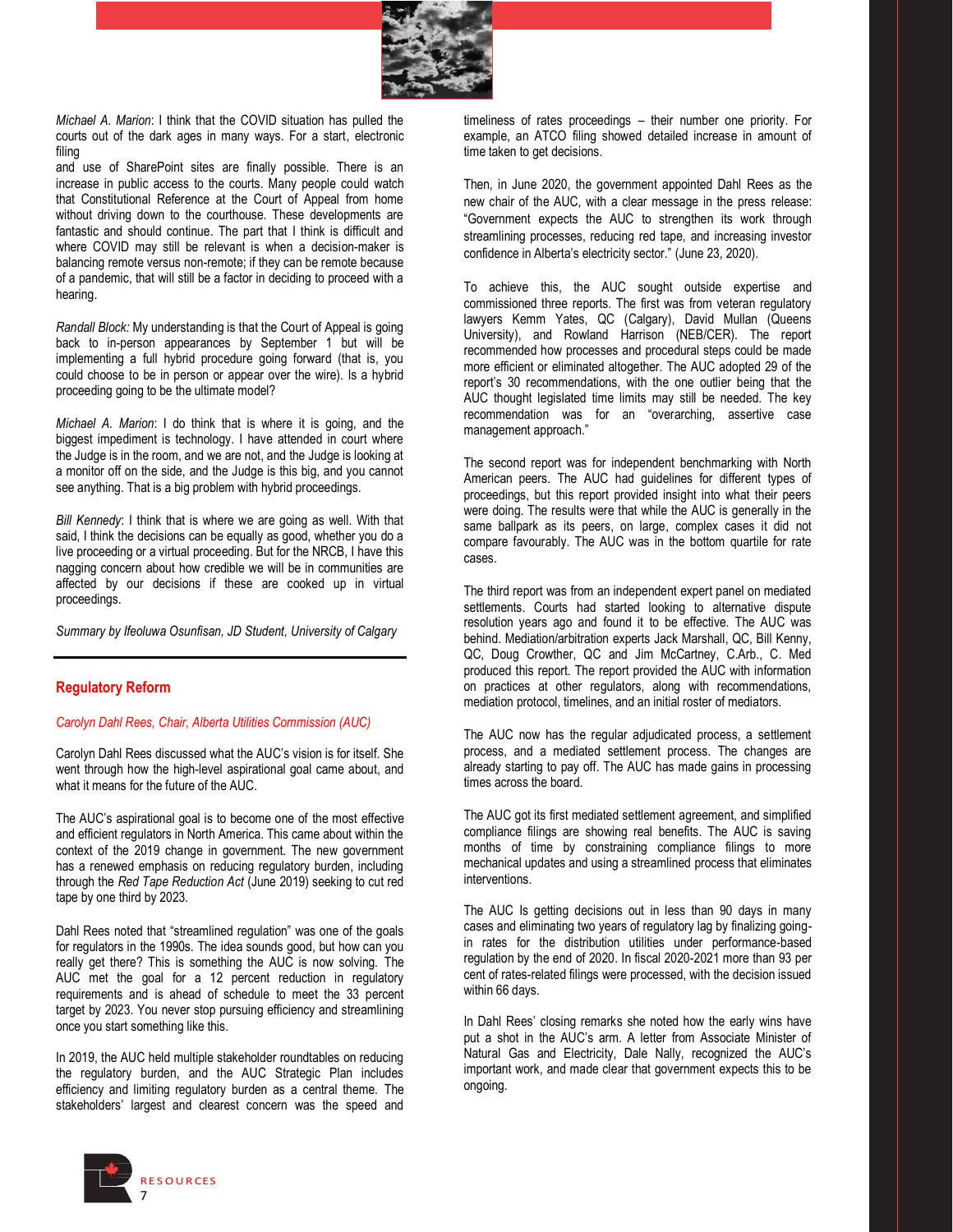*Michael A. Marion*: I think that the COVID situation has pulled the courts out of the dark ages in many ways. For a start, electronic filing and use of SharePoint sites are finally possible. There is an increase in public access to the courts. Many people could watch that Constitutional Reference at the Court of Appeal from home without driving down to the courthouse. These developments are fantastic and should continue. The part that I think is difficult and where COVID may still be relevant is when a decision-maker is balancing remote versus non-remote; if they can be remote because of a pandemic, that will still be a factor in deciding to proceed with a hearing.

*Randall Block:* My understanding is that the Court of Appeal is going back to in-person appearances by September 1 but will be implementing a full hybrid procedure going forward (that is, you could choose to be in person or appear over the wire). Is a hybrid proceeding going to be the ultimate model?

*Michael A. Marion*: I do think that is where it is going, and the biggest impediment is technology. I have attended in court where the Judge is in the room, and we are not, and the Judge is looking at a monitor off on the side, and the Judge is this big, and you cannot see anything. That is a big problem with hybrid proceedings.

*Bill Kennedy*: I think that is where we are going as well. With that said, I think the decisions can be equally as good, whether you do a live proceeding or a virtual proceeding. But for the NRCB, I have this nagging concern about how credible we will be in communities are affected by our decisions if these are cooked up in virtual proceedings.

*Summary by Ifeoluwa Osunfisan, JD Student, University of Calgary*

## Regulatory Reform

*Carolyn Dahl Rees, Chair, Alberta Utilities Commission (AUC)*

Carolyn Dahl Rees discussed what the AUC's vision is for itself. She went through how the high-level aspirational goal came about, and what it means for the future of the AUC.

The AUC's aspirational goal is to become one of the most effective and efficient regulators in North America. This came about within the context of the 2019 change in government. The new government has a renewed emphasis on reducing regulatory burden, including through the *Red Tape Reduction Act* (June 2019) seeking to cut red tape by one third by 2023.

Dahl Rees noted that "streamlined regulation" was one of the goals for regulators in the 1990s. The idea sounds good, but how can you really get there? This is something the AUC is now solving. The AUC met the goal for a 12 percent reduction in regulatory requirements and is ahead of schedule to meet the 33 percent target by 2023. You never stop pursuing efficiency and streamlining once you start something like this.

In 2019, the AUC held multiple stakeholder roundtables on reducing the regulatory burden, and the AUC Strategic Plan includes efficiency and limiting regulatory burden as a central theme. The stakeholders' largest and clearest concern was the speed and timeliness of rates proceedings – their number one priority. For example, an ATCO filing showed detailed increase in amount of time taken to get decisions.

Then, in June 2020, the government appointed Dahl Rees as the new chair of the AUC, with a clear message in the press release: "Government expects the AUC to strengthen its work through streamlining processes, reducing red tape, and increasing investor confidence in Alberta's electricity sector." (June 23, 2020).

To achieve this, the AUC sought outside expertise and commissioned three reports. The first was from veteran regulatory lawyers Kemm Yates, QC (Calgary), David Mullan (Queens University), and Rowland Harrison (NEB/CER). The report recommended how processes and procedural steps could be made more efficient or eliminated altogether. The AUC adopted 29 of the report's 30 recommendations, with the one outlier being that the AUC thought legislated time limits may still be needed. The key recommendation was for an "overarching, assertive case management approach."

The second report was for independent benchmarking with North American peers. The AUC had guidelines for different types of proceedings, but this report provided insight into what their peers were doing. The results were that while the AUC is generally in the same ballpark as its peers, on large, complex cases it did not compare favourably. The AUC was in the bottom quartile for rate cases.

The third report was from an independent expert panel on mediated settlements. Courts had started looking to alternative dispute resolution years ago and found it to be effective. The AUC was behind. Mediation/arbitration experts Jack Marshall, QC, Bill Kenny, QC, Doug Crowther, QC and Jim McCartney, C.Arb., C. Med produced this report. The report provided the AUC with information on practices at other regulators, along with recommendations, mediation protocol, timelines, and an initial roster of mediators.

The AUC now has the regular adjudicated process, a settlement process, and a mediated settlement process. The changes are already starting to pay off. The AUC has made gains in processing times across the board.

The AUC got its first mediated settlement agreement, and simplified compliance filings are showing real benefits. The AUC is saving months of time by constraining compliance filings to more mechanical updates and using a streamlined process that eliminates interventions.

The AUC Is getting decisions out in less than 90 days in many cases and eliminating two years of regulatory lag by finalizing going-in rates for the distribution utilities under performance-based regulation by the end of 2020. In fiscal 2020-2021 more than 93 per cent of rates-related filings were processed, with the decision issued within 66 days.

In Dahl Rees' closing remarks she noted how the early wins have put a shot in the AUC's arm. A letter from Associate Minister of Natural Gas and Electricity, Dale Nally, recognized the AUC's important work, and made clear that government expects this to be ongoing.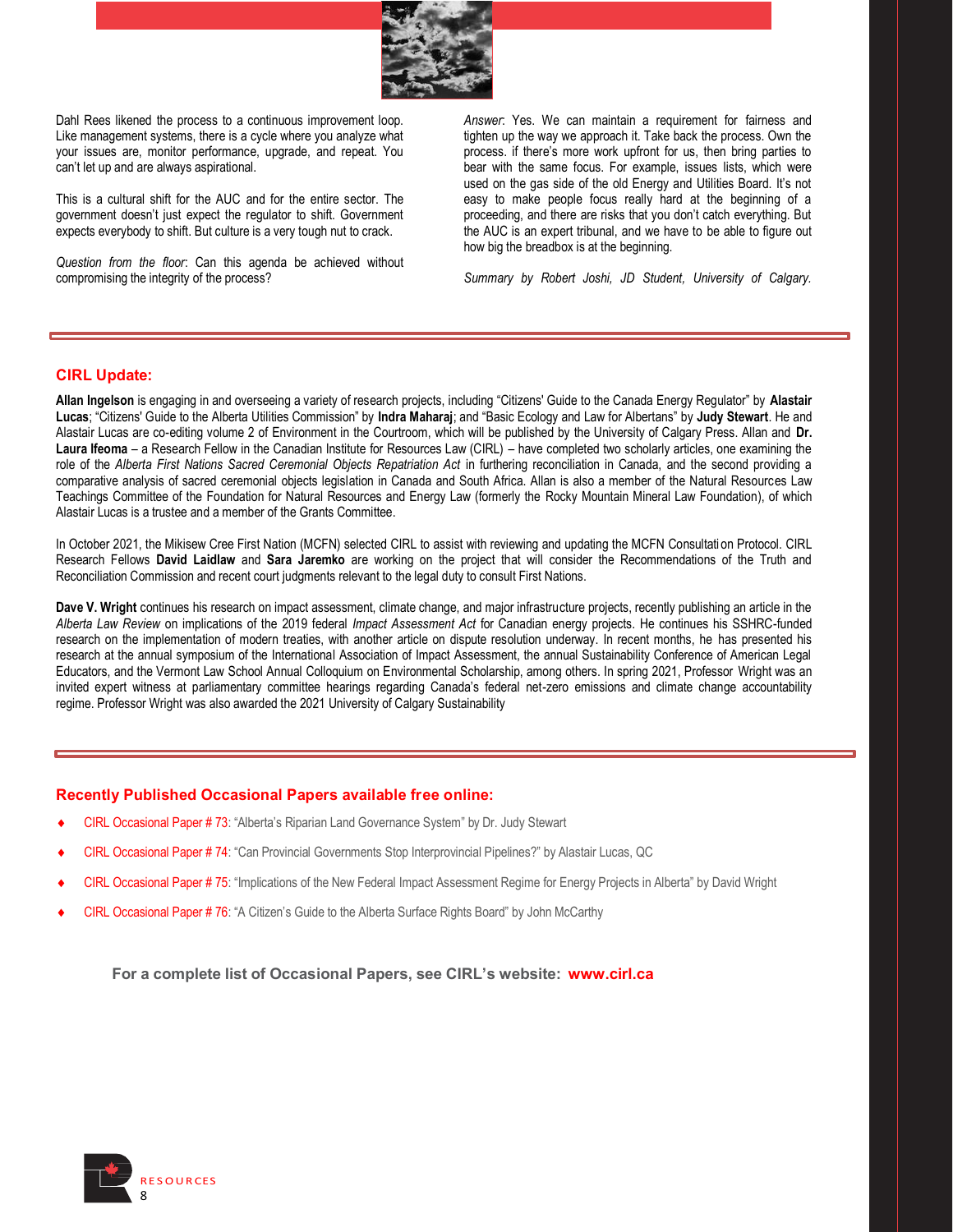Dahl Rees likened the process to a continuous improvement loop. Like management systems, there is a cycle where you analyze what your issues are, monitor performance, upgrade, and repeat. You can't let up and are always aspirational.

This is a cultural shift for the AUC and for the entire sector. The government doesn't just expect the regulator to shift. Government expects everybody to shift. But culture is a very tough nut to crack.

*Question from the floor*: Can this agenda be achieved without compromising the integrity of the process?

*Answer*: Yes. We can maintain a requirement for fairness and tighten up the way we approach it. Take back the process. Own the process. if there's more work upfront for us, then bring parties to bear with the same focus. For example, issues lists, which were used on the gas side of the old Energy and Utilities Board. It's not easy to make people focus really hard at the beginning of a proceeding, and there are risks that you don't catch everything. But the AUC is an expert tribunal, and we have to be able to figure out how big the breadbox is at the beginning.

*Summary by Robert Joshi, JD Student, University of Calgary.*

## CIRL Update:

**Allan Ingelson** is engaging in and overseeing a variety of research projects, including "Citizens' Guide to the Canada Energy Regulator" by **Alastair Lucas**; "Citizens' Guide to the Alberta Utilities Commission" by **Indra Maharaj**; and "Basic Ecology and Law for Albertans" by **Judy Stewart**. He and Alastair Lucas are co-editing volume 2 of Environment in the Courtroom, which will be published by the University of Calgary Press. Allan and **Dr. Laura Ifeoma** – a Research Fellow in the Canadian Institute for Resources Law (CIRL) – have completed two scholarly articles, one examining the role of the *Alberta First Nations Sacred Ceremonial Objects Repatriation Act* in furthering reconciliation in Canada, and the second providing a comparative analysis of sacred ceremonial objects legislation in Canada and South Africa. Allan is also a member of the Natural Resources Law Teachings Committee of the Foundation for Natural Resources and Energy Law (formerly the Rocky Mountain Mineral Law Foundation), of which Alastair Lucas is a trustee and a member of the Grants Committee.

In October 2021, the Mikisew Cree First Nation (MCFN) selected CIRL to assist with reviewing and updating the MCFN Consultation Protocol. CIRL Research Fellows **David Laidlaw** and **Sara Jaremko** are working on the project that will consider the Recommendations of the Truth and Reconciliation Commission and recent court judgments relevant to the legal duty to consult First Nations.

**Dave V. Wright** continues his research on impact assessment, climate change, and major infrastructure projects, recently publishing an article in the *Alberta Law Review* on implications of the 2019 federal *Impact Assessment Act* for Canadian energy projects. He continues his SSHRC-funded research on the implementation of modern treaties, with another article on dispute resolution underway. In recent months, he has presented his research at the annual symposium of the International Association of Impact Assessment, the annual Sustainability Conference of American Legal Educators, and the Vermont Law School Annual Colloquium on Environmental Scholarship, among others. In spring 2021, Professor Wright was an invited expert witness at parliamentary committee hearings regarding Canada's federal net-zero emissions and climate change accountability regime. Professor Wright was also awarded the 2021 University of Calgary Sustainability

## Recently Published Occasional Papers available free online:

- CIRL Occasional Paper # 73: "Alberta's Riparian Land Governance System" by Dr. Judy Stewart
- CIRL Occasional Paper # 74: "Can Provincial Governments Stop Interprovincial Pipelines?" by Alastair Lucas, QC
- CIRL Occasional Paper # 75: "Implications of the New Federal Impact Assessment Regime for Energy Projects in Alberta" by David Wright
- CIRL Occasional Paper # 76: "A Citizen's Guide to the Alberta Surface Rights Board" by John McCarthy

**For a complete list of Occasional Papers, see CIRL's website: www.cirl.ca**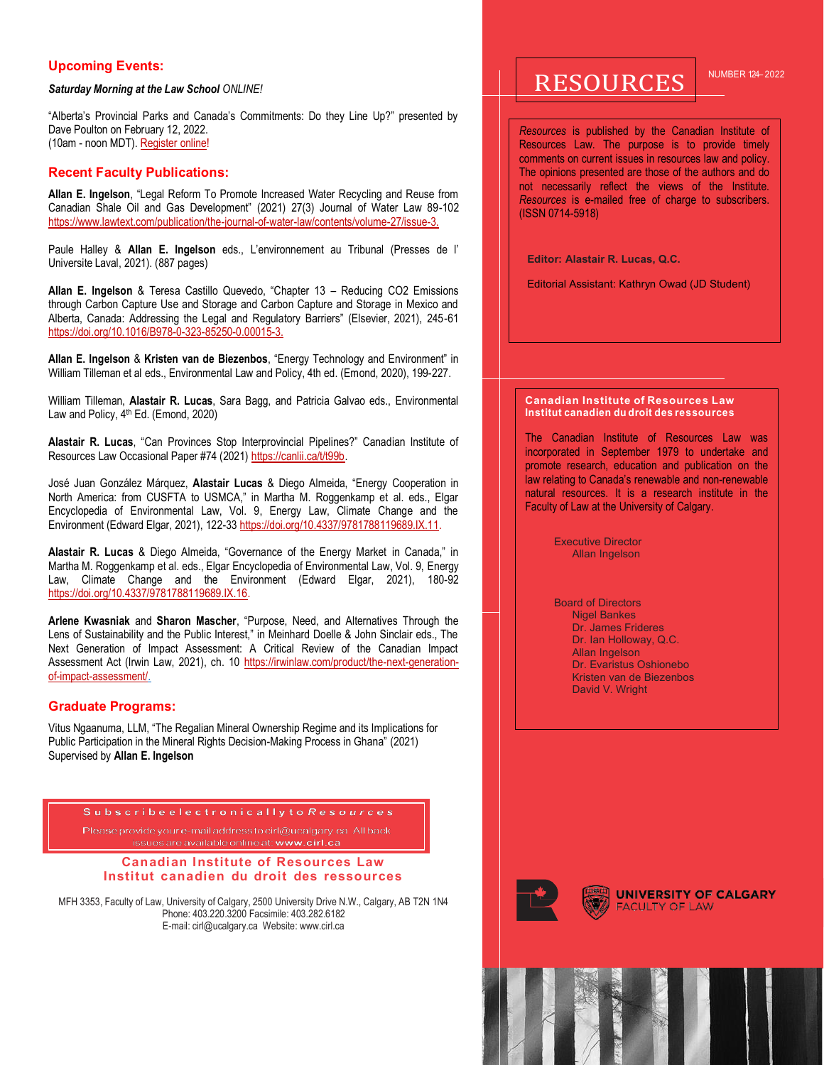## Upcoming Events:

***Saturday Morning at the Law School*** *ONLINE!*

"Alberta's Provincial Parks and Canada's Commitments: Do they Line Up?" presented by Dave Poulton on February 12, 2022.
(10am - noon MDT). Register online!

## Recent Faculty Publications:

**Allan E. Ingelson**, "Legal Reform To Promote Increased Water Recycling and Reuse from Canadian Shale Oil and Gas Development" (2021) 27(3) Journal of Water Law 89-102 https://www.lawtext.com/publication/the-journal-of-water-law/contents/volume-27/issue-3.

Paule Halley & **Allan E. Ingelson** eds., L'environnement au Tribunal (Presses de l' Universite Laval, 2021). (887 pages)

**Allan E. Ingelson** & Teresa Castillo Quevedo, "Chapter 13 – Reducing CO2 Emissions through Carbon Capture Use and Storage and Carbon Capture and Storage in Mexico and Alberta, Canada: Addressing the Legal and Regulatory Barriers" (Elsevier, 2021), 245-61 https://doi.org/10.1016/B978-0-323-85250-0.00015-3.

**Allan E. Ingelson** & **Kristen van de Biezenbos**, "Energy Technology and Environment" in William Tilleman et al eds., Environmental Law and Policy, 4th ed. (Emond, 2020), 199-227.

William Tilleman, **Alastair R. Lucas**, Sara Bagg, and Patricia Galvao eds., Environmental Law and Policy, 4th Ed. (Emond, 2020)

**Alastair R. Lucas**, "Can Provinces Stop Interprovincial Pipelines?" Canadian Institute of Resources Law Occasional Paper #74 (2021) https://canlii.ca/t/t99b.

José Juan González Márquez, **Alastair Lucas** & Diego Almeida, "Energy Cooperation in North America: from CUSFTA to USMCA," in Martha M. Roggenkamp et al. eds., Elgar Encyclopedia of Environmental Law, Vol. 9, Energy Law, Climate Change and the Environment (Edward Elgar, 2021), 122-33 https://doi.org/10.4337/9781788119689.IX.11.

**Alastair R. Lucas** & Diego Almeida, "Governance of the Energy Market in Canada," in Martha M. Roggenkamp et al. eds., Elgar Encyclopedia of Environmental Law, Vol. 9, Energy Law, Climate Change and the Environment (Edward Elgar, 2021), 180-92 https://doi.org/10.4337/9781788119689.IX.16.

**Arlene Kwasniak** and **Sharon Mascher**, "Purpose, Need, and Alternatives Through the Lens of Sustainability and the Public Interest," in Meinhard Doelle & John Sinclair eds., The Next Generation of Impact Assessment: A Critical Review of the Canadian Impact Assessment Act (Irwin Law, 2021), ch. 10 https://irwinlaw.com/product/the-next-generation-of-impact-assessment/.

## Graduate Programs:

Vitus Ngaanuma, LLM, "The Regalian Mineral Ownership Regime and its Implications for Public Participation in the Mineral Rights Decision-Making Process in Ghana" (2021) Supervised by **Allan E. Ingelson**

**Subscribe electronically to *Resources***

Please provide your e-mail address to cirl@ucalgary.ca. All back issues are available online at: **www.cirl.ca**

**Canadian Institute of Resources Law**
**Institut canadien du droit des ressources**

MFH 3353, Faculty of Law, University of Calgary, 2500 University Drive N.W., Calgary, AB T2N 1N4
Phone: 403.220.3200 Facsimile: 403.282.6182
E-mail: cirl@ucalgary.ca Website: www.cirl.ca

# RESOURCES

NUMBER 124– 2022

*Resources* is published by the Canadian Institute of Resources Law. The purpose is to provide timely comments on current issues in resources law and policy. The opinions presented are those of the authors and do not necessarily reflect the views of the Institute. *Resources* is e-mailed free of charge to subscribers. (ISSN 0714-5918)

**Editor: Alastair R. Lucas, Q.C.**

Editorial Assistant: Kathryn Owad (JD Student)

**Canadian Institute of Resources Law**
**Institut canadien du droit des ressources**

The Canadian Institute of Resources Law was incorporated in September 1979 to undertake and promote research, education and publication on the law relating to Canada's renewable and non-renewable natural resources. It is a research institute in the Faculty of Law at the University of Calgary.

Executive Director
Allan Ingelson

Board of Directors
Nigel Bankes
Dr. James Frideres
Dr. Ian Holloway, Q.C.
Allan Ingelson
Dr. Evaristus Oshionebo
Kristen van de Biezenbos
David V. Wright

UNIVERSITY OF CALGARY
FACULTY OF LAW